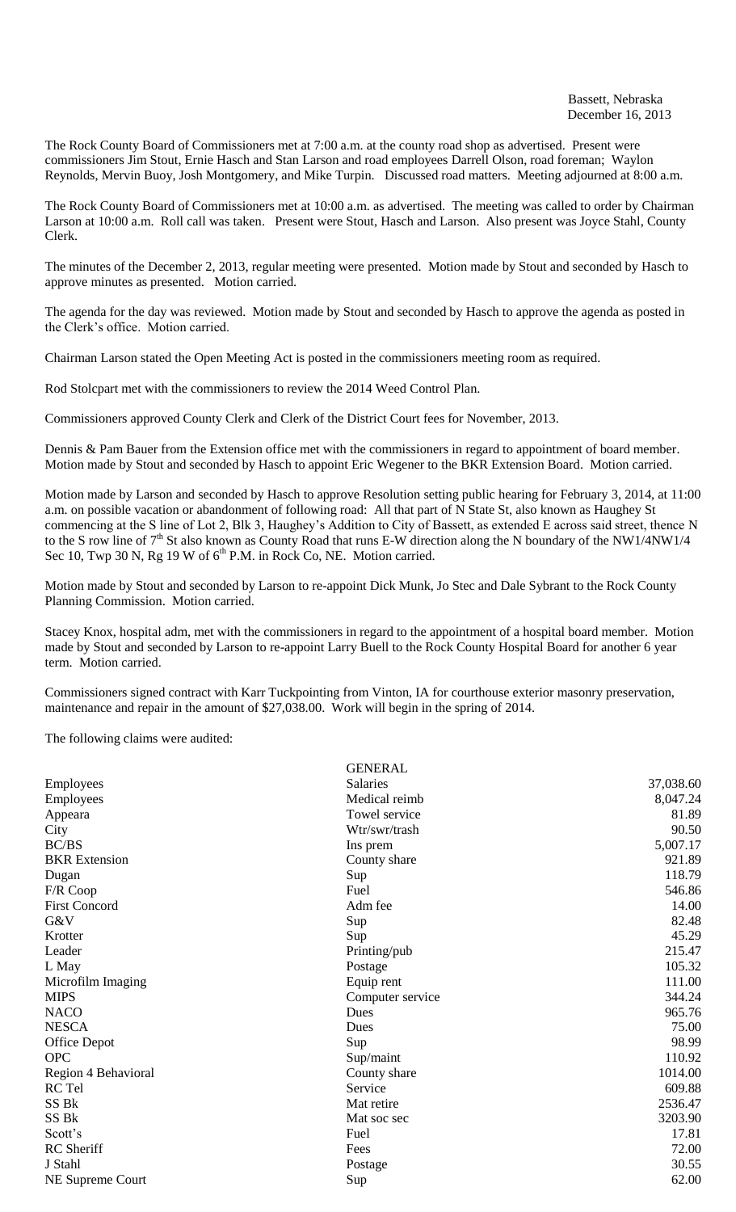Bassett, Nebraska
December 16, 2013

The Rock County Board of Commissioners met at 7:00 a.m. at the county road shop as advertised. Present were commissioners Jim Stout, Ernie Hasch and Stan Larson and road employees Darrell Olson, road foreman; Waylon Reynolds, Mervin Buoy, Josh Montgomery, and Mike Turpin. Discussed road matters. Meeting adjourned at 8:00 a.m.

The Rock County Board of Commissioners met at 10:00 a.m. as advertised. The meeting was called to order by Chairman Larson at 10:00 a.m. Roll call was taken. Present were Stout, Hasch and Larson. Also present was Joyce Stahl, County Clerk.

The minutes of the December 2, 2013, regular meeting were presented. Motion made by Stout and seconded by Hasch to approve minutes as presented. Motion carried.

The agenda for the day was reviewed. Motion made by Stout and seconded by Hasch to approve the agenda as posted in the Clerk's office. Motion carried.

Chairman Larson stated the Open Meeting Act is posted in the commissioners meeting room as required.

Rod Stolcpart met with the commissioners to review the 2014 Weed Control Plan.

Commissioners approved County Clerk and Clerk of the District Court fees for November, 2013.

Dennis & Pam Bauer from the Extension office met with the commissioners in regard to appointment of board member. Motion made by Stout and seconded by Hasch to appoint Eric Wegener to the BKR Extension Board. Motion carried.

Motion made by Larson and seconded by Hasch to approve Resolution setting public hearing for February 3, 2014, at 11:00 a.m. on possible vacation or abandonment of following road: All that part of N State St, also known as Haughey St commencing at the S line of Lot 2, Blk 3, Haughey's Addition to City of Bassett, as extended E across said street, thence N to the S row line of 7th St also known as County Road that runs E-W direction along the N boundary of the NW1/4NW1/4 Sec 10, Twp 30 N, Rg 19 W of 6th P.M. in Rock Co, NE. Motion carried.

Motion made by Stout and seconded by Larson to re-appoint Dick Munk, Jo Stec and Dale Sybrant to the Rock County Planning Commission. Motion carried.

Stacey Knox, hospital adm, met with the commissioners in regard to the appointment of a hospital board member. Motion made by Stout and seconded by Larson to re-appoint Larry Buell to the Rock County Hospital Board for another 6 year term. Motion carried.

Commissioners signed contract with Karr Tuckpointing from Vinton, IA for courthouse exterior masonry preservation, maintenance and repair in the amount of $27,038.00. Work will begin in the spring of 2014.

The following claims were audited:

| | GENERAL | |
|---|---|---|
| Employees | Salaries | 37,038.60 |
| Employees | Medical reimb | 8,047.24 |
| Appeara | Towel service | 81.89 |
| City | Wtr/swr/trash | 90.50 |
| BC/BS | Ins prem | 5,007.17 |
| BKR Extension | County share | 921.89 |
| Dugan | Sup | 118.79 |
| F/R Coop | Fuel | 546.86 |
| First Concord | Adm fee | 14.00 |
| G&V | Sup | 82.48 |
| Krotter | Sup | 45.29 |
| Leader | Printing/pub | 215.47 |
| L May | Postage | 105.32 |
| Microfilm Imaging | Equip rent | 111.00 |
| MIPS | Computer service | 344.24 |
| NACO | Dues | 965.76 |
| NESCA | Dues | 75.00 |
| Office Depot | Sup | 98.99 |
| OPC | Sup/maint | 110.92 |
| Region 4 Behavioral | County share | 1014.00 |
| RC Tel | Service | 609.88 |
| SS Bk | Mat retire | 2536.47 |
| SS Bk | Mat soc sec | 3203.90 |
| Scott's | Fuel | 17.81 |
| RC Sheriff | Fees | 72.00 |
| J Stahl | Postage | 30.55 |
| NE Supreme Court | Sup | 62.00 |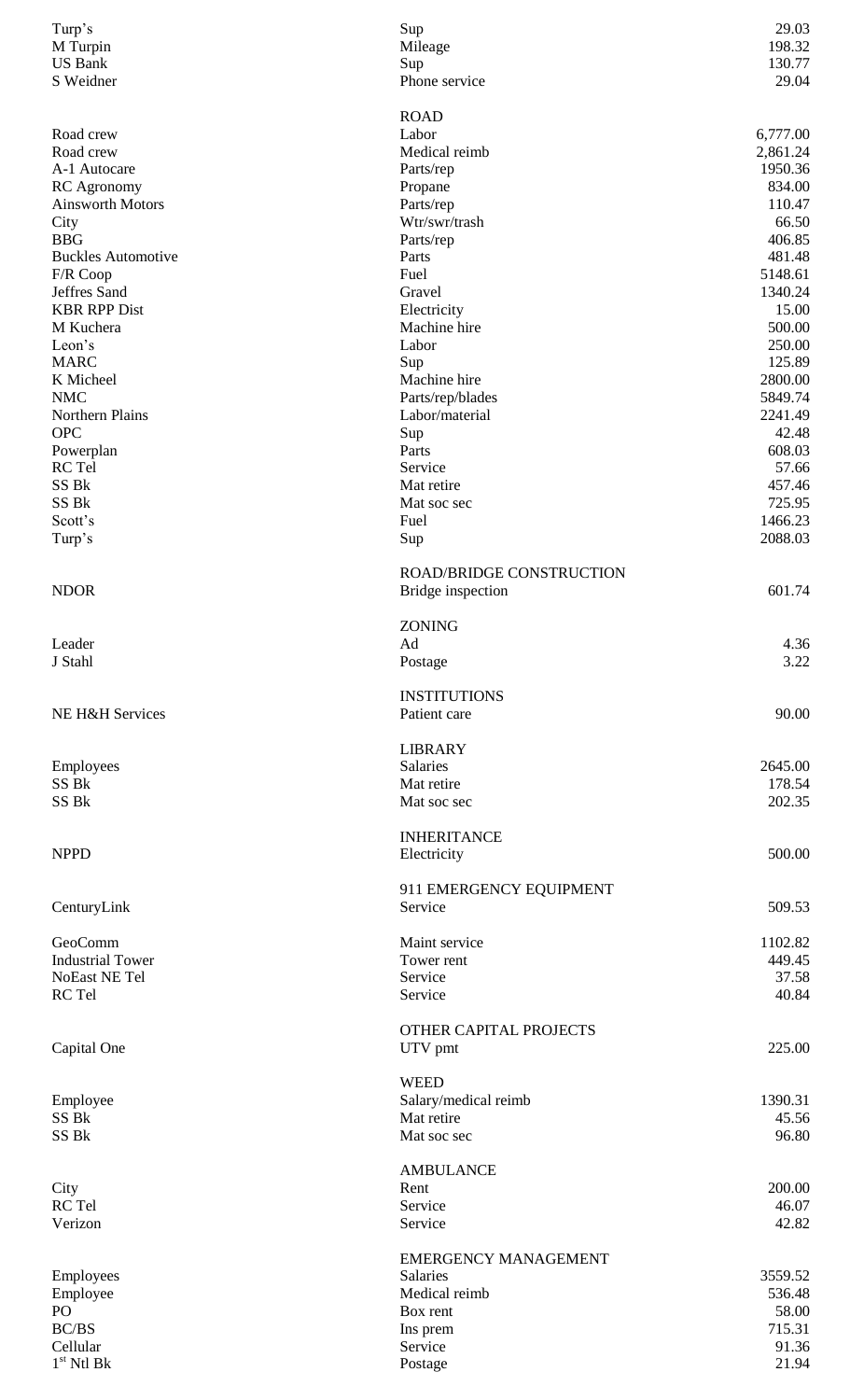| | | |
|---|---|---|
| Turp's | Sup | 29.03 |
| M Turpin | Mileage | 198.32 |
| US Bank | Sup | 130.77 |
| S Weidner | Phone service | 29.04 |
| | **ROAD** | |
| Road crew | Labor | 6,777.00 |
| Road crew | Medical reimb | 2,861.24 |
| A-1 Autocare | Parts/rep | 1950.36 |
| RC Agronomy | Propane | 834.00 |
| Ainsworth Motors | Parts/rep | 110.47 |
| City | Wtr/swr/trash | 66.50 |
| BBG | Parts/rep | 406.85 |
| Buckles Automotive | Parts | 481.48 |
| F/R Coop | Fuel | 5148.61 |
| Jeffres Sand | Gravel | 1340.24 |
| KBR RPP Dist | Electricity | 15.00 |
| M Kuchera | Machine hire | 500.00 |
| Leon's | Labor | 250.00 |
| MARC | Sup | 125.89 |
| K Micheel | Machine hire | 2800.00 |
| NMC | Parts/rep/blades | 5849.74 |
| Northern Plains | Labor/material | 2241.49 |
| OPC | Sup | 42.48 |
| Powerplan | Parts | 608.03 |
| RC Tel | Service | 57.66 |
| SS Bk | Mat retire | 457.46 |
| SS Bk | Mat soc sec | 725.95 |
| Scott's | Fuel | 1466.23 |
| Turp's | Sup | 2088.03 |
| | **ROAD/BRIDGE CONSTRUCTION** | |
| NDOR | Bridge inspection | 601.74 |
| | **ZONING** | |
| Leader | Ad | 4.36 |
| J Stahl | Postage | 3.22 |
| | **INSTITUTIONS** | |
| NE H&H Services | Patient care | 90.00 |
| | **LIBRARY** | |
| Employees | Salaries | 2645.00 |
| SS Bk | Mat retire | 178.54 |
| SS Bk | Mat soc sec | 202.35 |
| | **INHERITANCE** | |
| NPPD | Electricity | 500.00 |
| | **911 EMERGENCY EQUIPMENT** | |
| CenturyLink | Service | 509.53 |
| GeoComm | Maint service | 1102.82 |
| Industrial Tower | Tower rent | 449.45 |
| NoEast NE Tel | Service | 37.58 |
| RC Tel | Service | 40.84 |
| | **OTHER CAPITAL PROJECTS** | |
| Capital One | UTV pmt | 225.00 |
| | **WEED** | |
| Employee | Salary/medical reimb | 1390.31 |
| SS Bk | Mat retire | 45.56 |
| SS Bk | Mat soc sec | 96.80 |
| | **AMBULANCE** | |
| City | Rent | 200.00 |
| RC Tel | Service | 46.07 |
| Verizon | Service | 42.82 |
| | **EMERGENCY MANAGEMENT** | |
| Employees | Salaries | 3559.52 |
| Employee | Medical reimb | 536.48 |
| PO | Box rent | 58.00 |
| BC/BS | Ins prem | 715.31 |
| Cellular | Service | 91.36 |
| 1st Ntl Bk | Postage | 21.94 |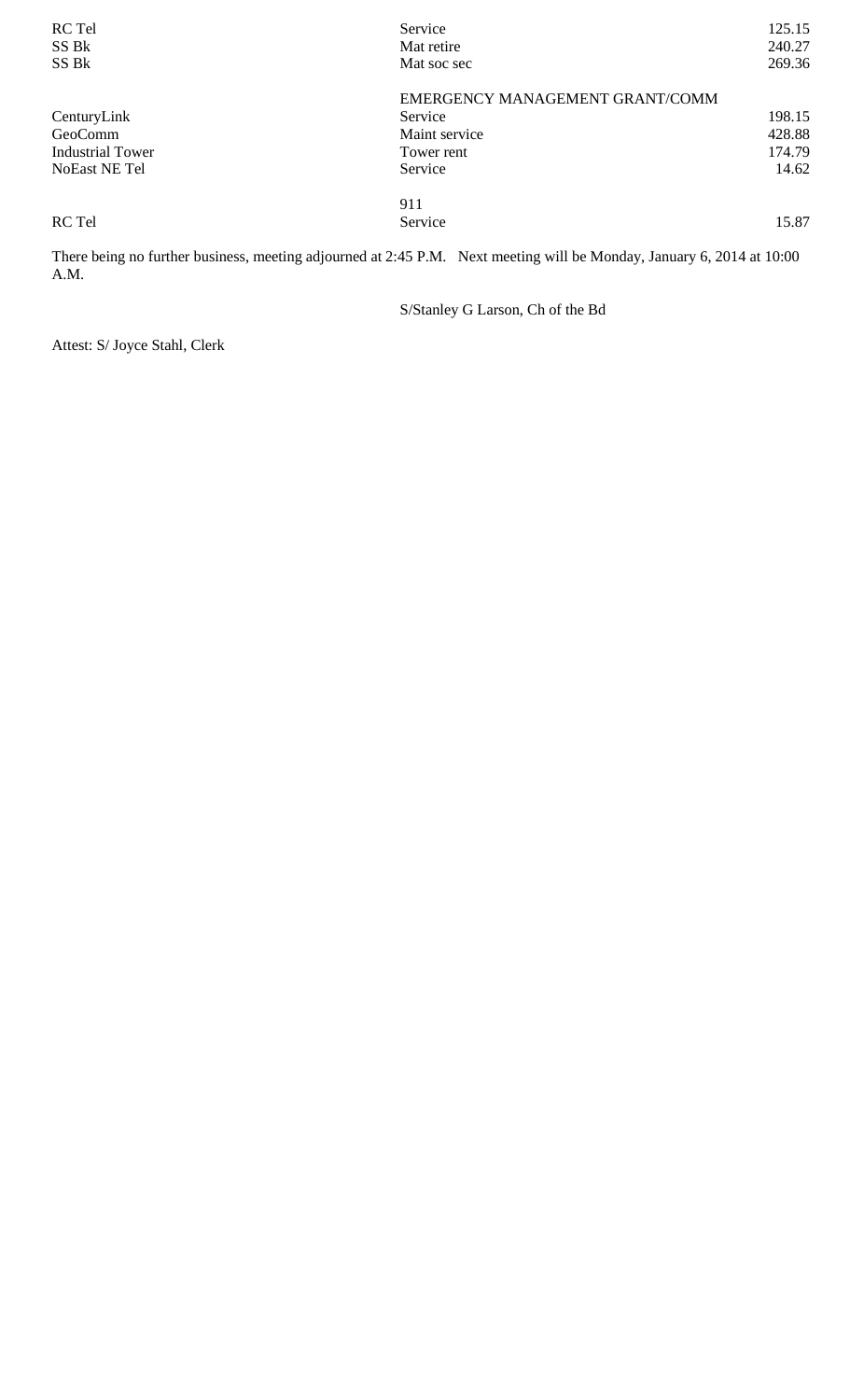| | | |
|---|---|---|
| RC Tel | Service | 125.15 |
| SS Bk | Mat retire | 240.27 |
| SS Bk | Mat soc sec | 269.36 |
| | EMERGENCY MANAGEMENT GRANT/COMM | |
| CenturyLink | Service | 198.15 |
| GeoComm | Maint service | 428.88 |
| Industrial Tower | Tower rent | 174.79 |
| NoEast NE Tel | Service | 14.62 |
| | 911 | |
| RC Tel | Service | 15.87 |

There being no further business, meeting adjourned at 2:45 P.M. Next meeting will be Monday, January 6, 2014 at 10:00 A.M.

S/Stanley G Larson, Ch of the Bd

Attest: S/ Joyce Stahl, Clerk